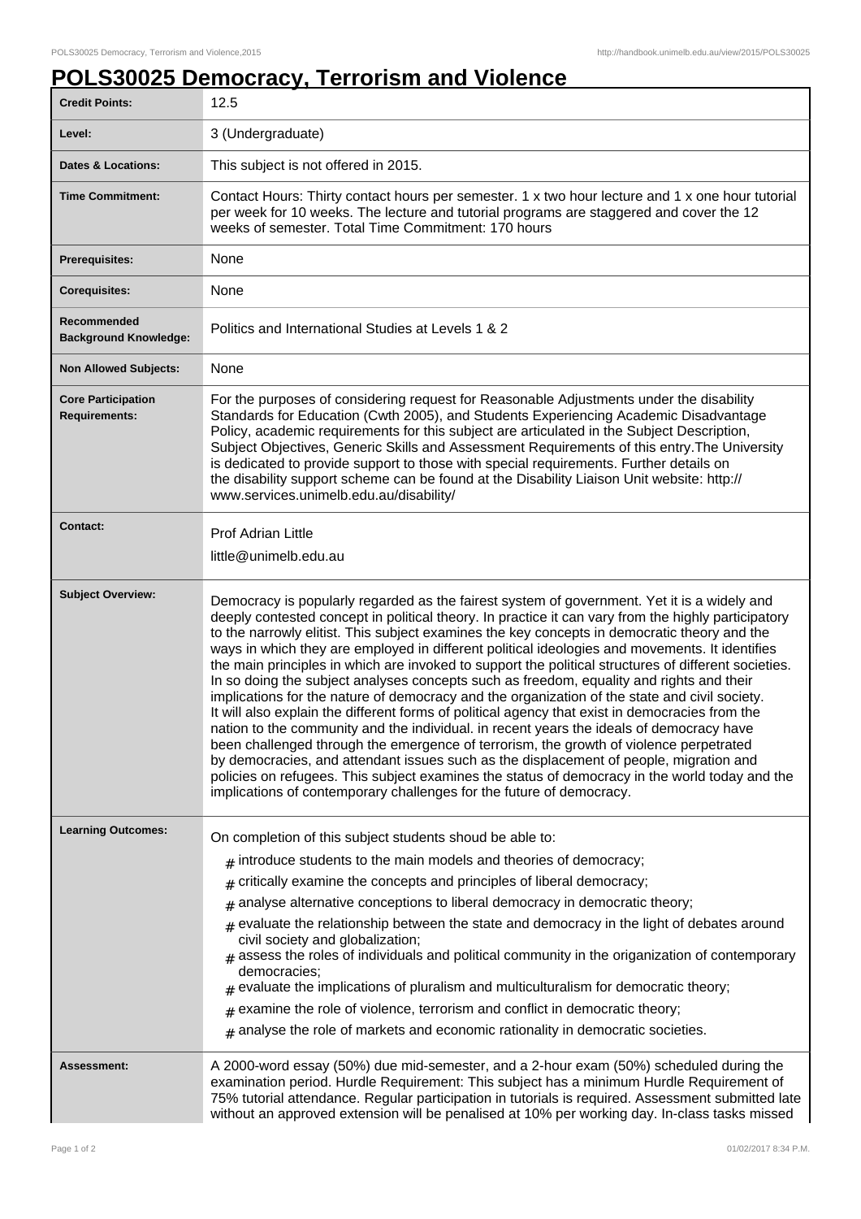# POLS30025 Democracy, Terrorism and Violence

| | |
|---|---|
| **Credit Points:** | 12.5 |
| **Level:** | 3 (Undergraduate) |
| **Dates & Locations:** | This subject is not offered in 2015. |
| **Time Commitment:** | Contact Hours: Thirty contact hours per semester. 1 x two hour lecture and 1 x one hour tutorial per week for 10 weeks. The lecture and tutorial programs are staggered and cover the 12 weeks of semester. Total Time Commitment: 170 hours |
| **Prerequisites:** | None |
| **Corequisites:** | None |
| **Recommended Background Knowledge:** | Politics and International Studies at Levels 1 & 2 |
| **Non Allowed Subjects:** | None |
| **Core Participation Requirements:** | For the purposes of considering request for Reasonable Adjustments under the disability Standards for Education (Cwth 2005), and Students Experiencing Academic Disadvantage Policy, academic requirements for this subject are articulated in the Subject Description, Subject Objectives, Generic Skills and Assessment Requirements of this entry.The University is dedicated to provide support to those with special requirements. Further details on the disability support scheme can be found at the Disability Liaison Unit website: http://www.services.unimelb.edu.au/disability/ |
| **Contact:** | Prof Adrian Little<br>little@unimelb.edu.au |
| **Subject Overview:** | Democracy is popularly regarded as the fairest system of government. Yet it is a widely and deeply contested concept in political theory. In practice it can vary from the highly participatory to the narrowly elitist. This subject examines the key concepts in democratic theory and the ways in which they are employed in different political ideologies and movements. It identifies the main principles in which are invoked to support the political structures of different societies. In so doing the subject analyses concepts such as freedom, equality and rights and their implications for the nature of democracy and the organization of the state and civil society. It will also explain the different forms of political agency that exist in democracies from the nation to the community and the individual. in recent years the ideals of democracy have been challenged through the emergence of terrorism, the growth of violence perpetrated by democracies, and attendant issues such as the displacement of people, migration and policies on refugees. This subject examines the status of democracy in the world today and the implications of contemporary challenges for the future of democracy. |
| **Learning Outcomes:** | On completion of this subject students shoud be able to:<br># introduce students to the main models and theories of democracy;<br># critically examine the concepts and principles of liberal democracy;<br># analyse alternative conceptions to liberal democracy in democratic theory;<br># evaluate the relationship between the state and democracy in the light of debates around civil society and globalization;<br># assess the roles of individuals and political community in the origanization of contemporary democracies;<br># evaluate the implications of pluralism and multiculturalism for democratic theory;<br># examine the role of violence, terrorism and conflict in democratic theory;<br># analyse the role of markets and economic rationality in democratic societies. |
| **Assessment:** | A 2000-word essay (50%) due mid-semester, and a 2-hour exam (50%) scheduled during the examination period. Hurdle Requirement: This subject has a minimum Hurdle Requirement of 75% tutorial attendance. Regular participation in tutorials is required. Assessment submitted late without an approved extension will be penalised at 10% per working day. In-class tasks missed |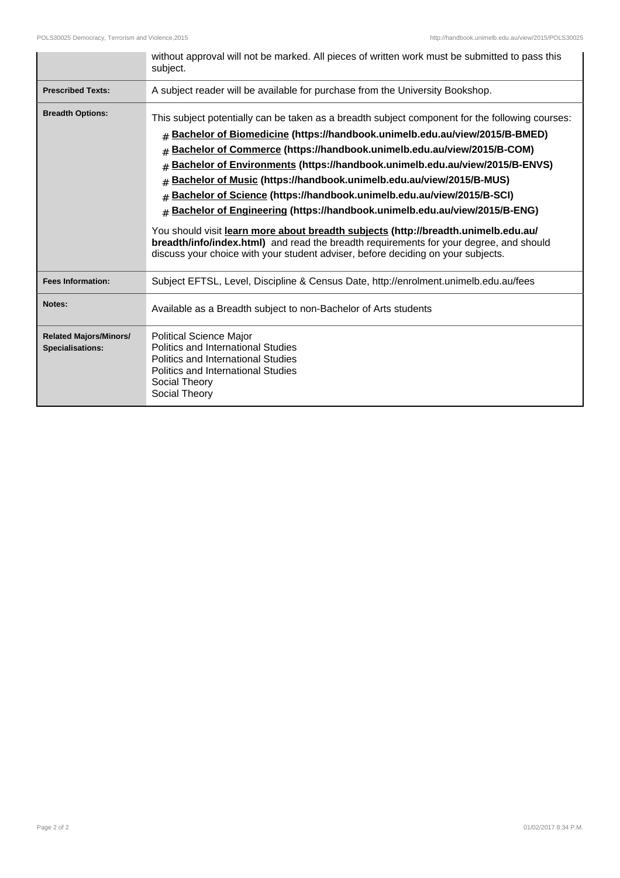| | |
|---|---|
| | without approval will not be marked. All pieces of written work must be submitted to pass this subject. |
| **Prescribed Texts:** | A subject reader will be available for purchase from the University Bookshop. |
| **Breadth Options:** | This subject potentially can be taken as a breadth subject component for the following courses:<br># **Bachelor of Biomedicine (https://handbook.unimelb.edu.au/view/2015/B-BMED)**<br># **Bachelor of Commerce (https://handbook.unimelb.edu.au/view/2015/B-COM)**<br># **Bachelor of Environments (https://handbook.unimelb.edu.au/view/2015/B-ENVS)**<br># **Bachelor of Music (https://handbook.unimelb.edu.au/view/2015/B-MUS)**<br># **Bachelor of Science (https://handbook.unimelb.edu.au/view/2015/B-SCI)**<br># **Bachelor of Engineering (https://handbook.unimelb.edu.au/view/2015/B-ENG)**<br>You should visit **learn more about breadth subjects (http://breadth.unimelb.edu.au/breadth/info/index.html)** and read the breadth requirements for your degree, and should discuss your choice with your student adviser, before deciding on your subjects. |
| **Fees Information:** | Subject EFTSL, Level, Discipline & Census Date, http://enrolment.unimelb.edu.au/fees |
| **Notes:** | Available as a Breadth subject to non-Bachelor of Arts students |
| **Related Majors/Minors/ Specialisations:** | Political Science Major<br>Politics and International Studies<br>Politics and International Studies<br>Politics and International Studies<br>Social Theory<br>Social Theory |